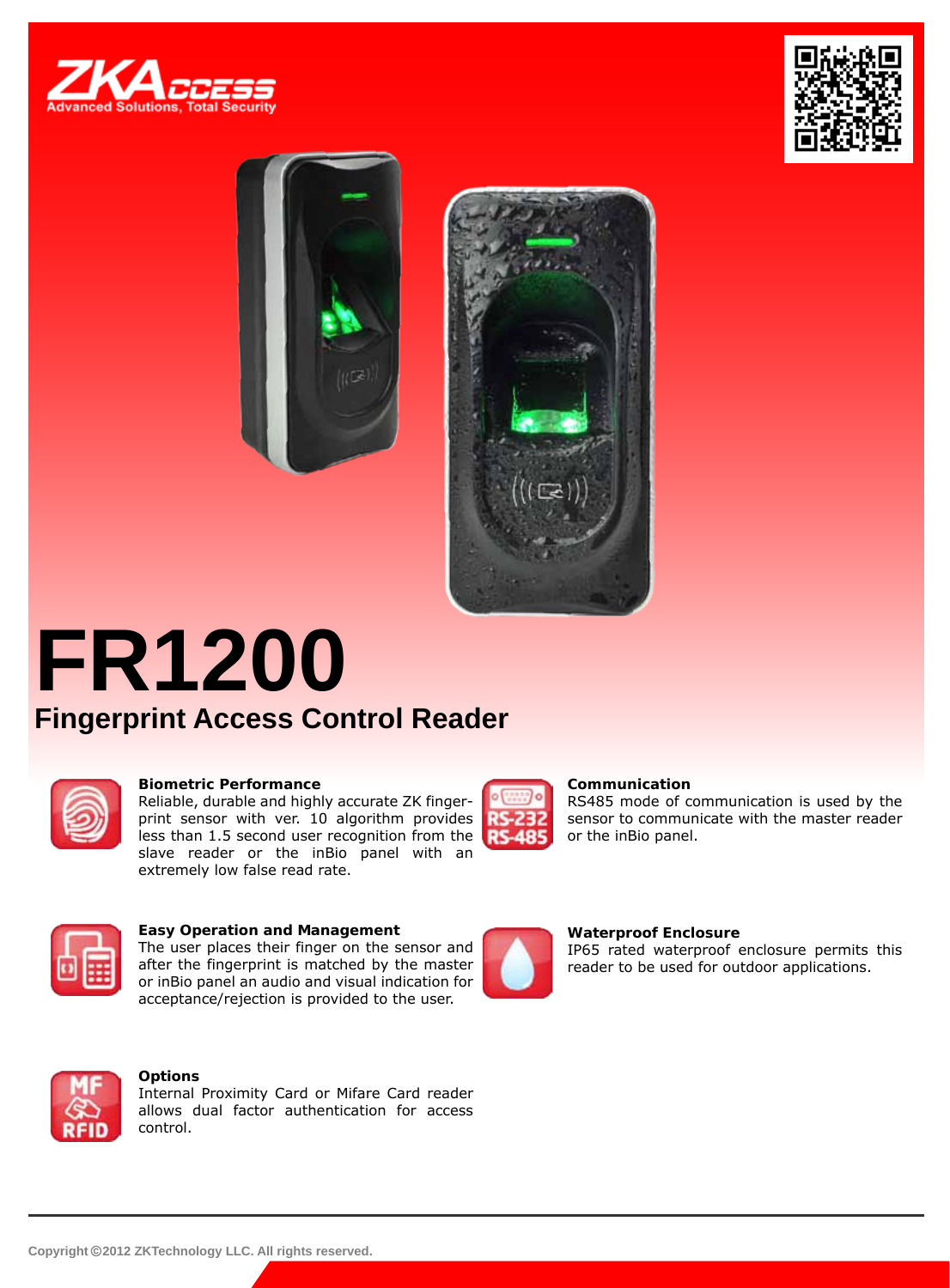ZKAccess
Advanced Solutions, Total Security

# FR1200

## Fingerprint Access Control Reader

**Biometric Performance**
Reliable, durable and highly accurate ZK fingerprint sensor with ver. 10 algorithm provides less than 1.5 second user recognition from the slave reader or the inBio panel with an extremely low false read rate.

**Communication**
RS485 mode of communication is used by the sensor to communicate with the master reader or the inBio panel.

**Easy Operation and Management**
The user places their finger on the sensor and after the fingerprint is matched by the master or inBio panel an audio and visual indication for acceptance/rejection is provided to the user.

**Waterproof Enclosure**
IP65 rated waterproof enclosure permits this reader to be used for outdoor applications.

**Options**
Internal Proximity Card or Mifare Card reader allows dual factor authentication for access control.

Copyright ©2012 ZKTechnology LLC. All rights reserved.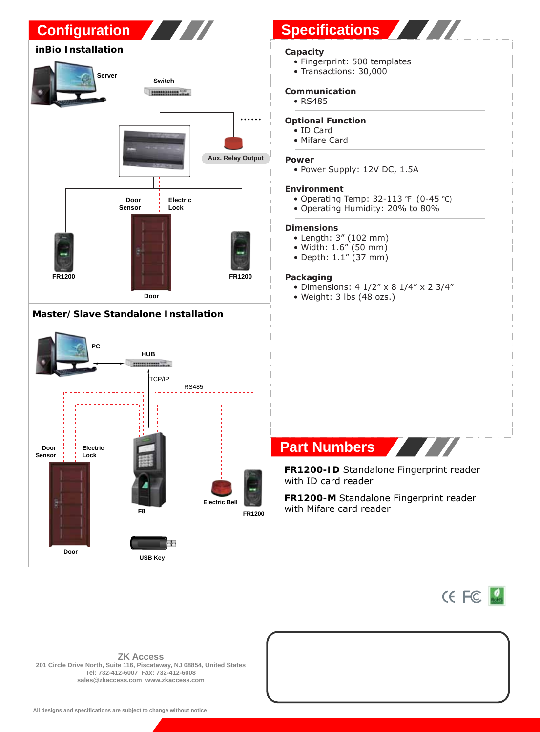## Configuration

### inBio Installation

Server

Switch

Aux. Relay Output

Door Sensor

Electric Lock

FR1200

FR1200

Door

### Master/ Slave Standalone Installation

PC

HUB

TCP/IP

RS485

Door Sensor

Electric Lock

F8

Electric Bell

FR1200

Door

USB Key

## Specifications

**Capacity**
- Fingerprint: 500 templates
- Transactions: 30,000

**Communication**
- RS485

**Optional Function**
- ID Card
- Mifare Card

**Power**
- Power Supply: 12V DC, 1.5A

**Environment**
- Operating Temp: 32-113 ℉ (0-45 ℃)
- Operating Humidity: 20% to 80%

**Dimensions**
- Length: 3″ (102 mm)
- Width: 1.6″ (50 mm)
- Depth: 1.1″ (37 mm)

**Packaging**
- Dimensions: 4 1/2″ x 8 1/4″ x 2 3/4″
- Weight: 3 lbs (48 ozs.)

## Part Numbers

**FR1200-ID** Standalone Fingerprint reader with ID card reader

**FR1200-M** Standalone Fingerprint reader with Mifare card reader

CE FC RoHS

**ZK Access**
201 Circle Drive North, Suite 116, Piscataway, NJ 08854, United States
Tel: 732-412-6007 Fax: 732-412-6008
sales@zkaccess.com www.zkaccess.com

All designs and specifications are subject to change without notice